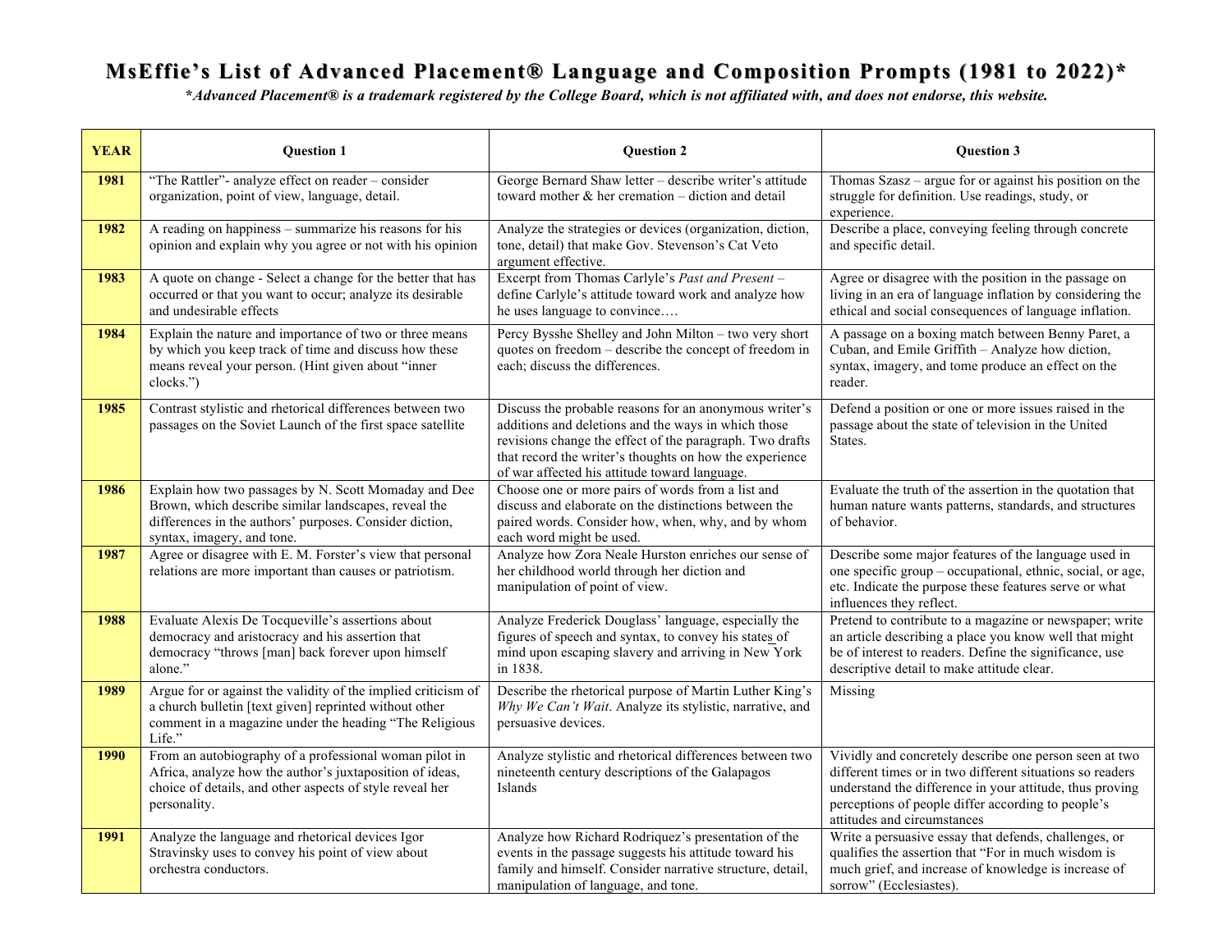# MsEffie's List of Advanced Placement® Language and Composition Prompts (1981 to 2022)*

***Advanced Placement® is a trademark registered by the College Board, which is not affiliated with, and does not endorse, this website.***

| YEAR | Question 1 | Question 2 | Question 3 |
|---|---|---|---|
| **1981** | "The Rattler"- analyze effect on reader – consider organization, point of view, language, detail. | George Bernard Shaw letter – describe writer's attitude toward mother & her cremation – diction and detail | Thomas Szasz – argue for or against his position on the struggle for definition. Use readings, study, or experience. |
| **1982** | A reading on happiness – summarize his reasons for his opinion and explain why you agree or not with his opinion | Analyze the strategies or devices (organization, diction, tone, detail) that make Gov. Stevenson's Cat Veto argument effective. | Describe a place, conveying feeling through concrete and specific detail. |
| **1983** | A quote on change - Select a change for the better that has occurred or that you want to occur; analyze its desirable and undesirable effects | Excerpt from Thomas Carlyle's *Past and Present* – define Carlyle's attitude toward work and analyze how he uses language to convince…. | Agree or disagree with the position in the passage on living in an era of language inflation by considering the ethical and social consequences of language inflation. |
| **1984** | Explain the nature and importance of two or three means by which you keep track of time and discuss how these means reveal your person. (Hint given about "inner clocks.") | Percy Bysshe Shelley and John Milton – two very short quotes on freedom – describe the concept of freedom in each; discuss the differences. | A passage on a boxing match between Benny Paret, a Cuban, and Emile Griffith – Analyze how diction, syntax, imagery, and tome produce an effect on the reader. |
| **1985** | Contrast stylistic and rhetorical differences between two passages on the Soviet Launch of the first space satellite | Discuss the probable reasons for an anonymous writer's additions and deletions and the ways in which those revisions change the effect of the paragraph. Two drafts that record the writer's thoughts on how the experience of war affected his attitude toward language. | Defend a position or one or more issues raised in the passage about the state of television in the United States. |
| **1986** | Explain how two passages by N. Scott Momaday and Dee Brown, which describe similar landscapes, reveal the differences in the authors' purposes. Consider diction, syntax, imagery, and tone. | Choose one or more pairs of words from a list and discuss and elaborate on the distinctions between the paired words. Consider how, when, why, and by whom each word might be used. | Evaluate the truth of the assertion in the quotation that human nature wants patterns, standards, and structures of behavior. |
| **1987** | Agree or disagree with E. M. Forster's view that personal relations are more important than causes or patriotism. | Analyze how Zora Neale Hurston enriches our sense of her childhood world through her diction and manipulation of point of view. | Describe some major features of the language used in one specific group – occupational, ethnic, social, or age, etc. Indicate the purpose these features serve or what influences they reflect. |
| **1988** | Evaluate Alexis De Tocqueville's assertions about democracy and aristocracy and his assertion that democracy "throws [man] back forever upon himself alone." | Analyze Frederick Douglass' language, especially the figures of speech and syntax, to convey his states of mind upon escaping slavery and arriving in New York in 1838. | Pretend to contribute to a magazine or newspaper; write an article describing a place you know well that might be of interest to readers. Define the significance, use descriptive detail to make attitude clear. |
| **1989** | Argue for or against the validity of the implied criticism of a church bulletin [text given] reprinted without other comment in a magazine under the heading "The Religious Life." | Describe the rhetorical purpose of Martin Luther King's *Why We Can't Wait*. Analyze its stylistic, narrative, and persuasive devices. | Missing |
| **1990** | From an autobiography of a professional woman pilot in Africa, analyze how the author's juxtaposition of ideas, choice of details, and other aspects of style reveal her personality. | Analyze stylistic and rhetorical differences between two nineteenth century descriptions of the Galapagos Islands | Vividly and concretely describe one person seen at two different times or in two different situations so readers understand the difference in your attitude, thus proving perceptions of people differ according to people's attitudes and circumstances |
| **1991** | Analyze the language and rhetorical devices Igor Stravinsky uses to convey his point of view about orchestra conductors. | Analyze how Richard Rodriquez's presentation of the events in the passage suggests his attitude toward his family and himself. Consider narrative structure, detail, manipulation of language, and tone. | Write a persuasive essay that defends, challenges, or qualifies the assertion that "For in much wisdom is much grief, and increase of knowledge is increase of sorrow" (Ecclesiastes). |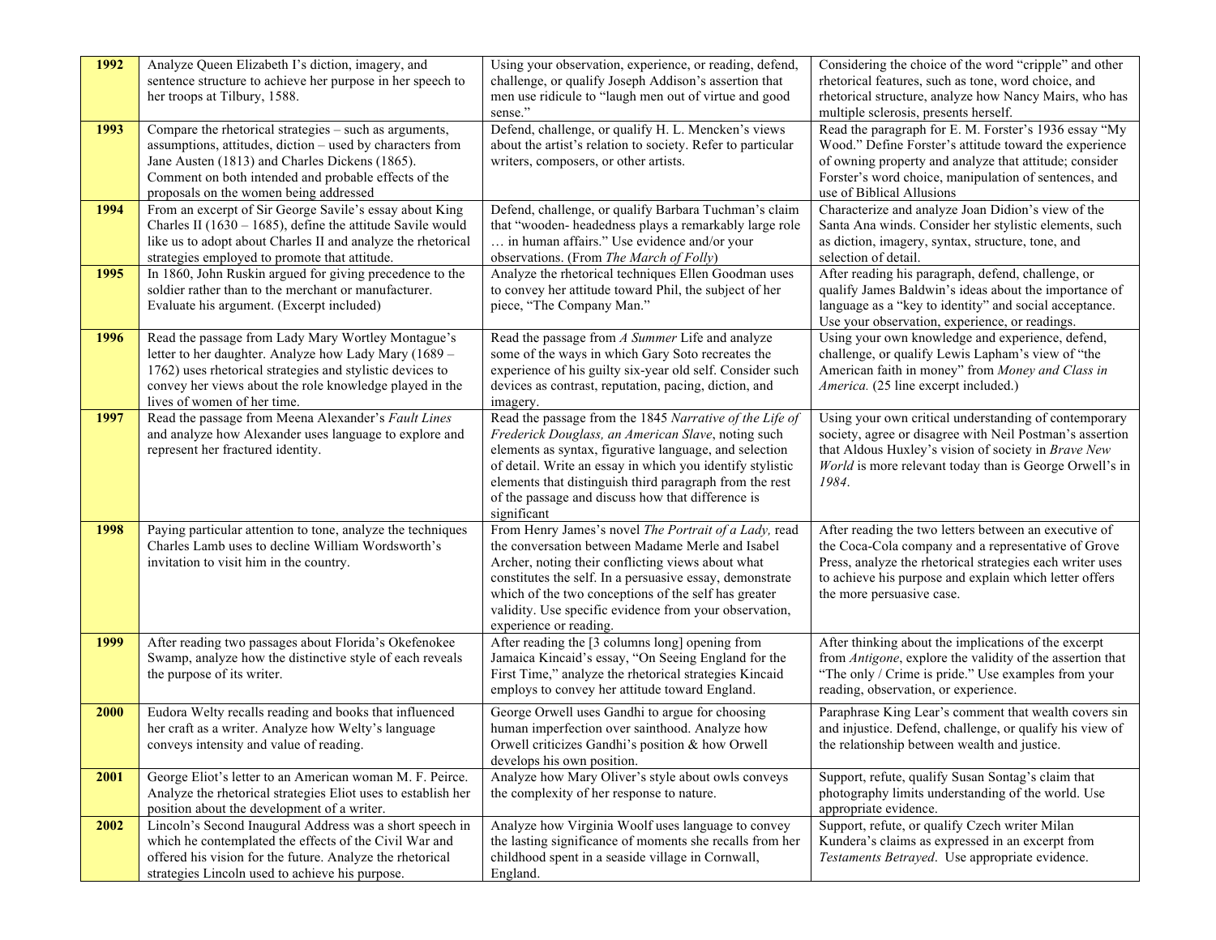| **1992** | Analyze Queen Elizabeth I's diction, imagery, and sentence structure to achieve her purpose in her speech to her troops at Tilbury, 1588. | Using your observation, experience, or reading, defend, challenge, or qualify Joseph Addison's assertion that men use ridicule to "laugh men out of virtue and good sense." | Considering the choice of the word "cripple" and other rhetorical features, such as tone, word choice, and rhetorical structure, analyze how Nancy Mairs, who has multiple sclerosis, presents herself. |
|---|---|---|---|
| **1993** | Compare the rhetorical strategies – such as arguments, assumptions, attitudes, diction – used by characters from Jane Austen (1813) and Charles Dickens (1865). Comment on both intended and probable effects of the proposals on the women being addressed | Defend, challenge, or qualify H. L. Mencken's views about the artist's relation to society. Refer to particular writers, composers, or other artists. | Read the paragraph for E. M. Forster's 1936 essay "My Wood." Define Forster's attitude toward the experience of owning property and analyze that attitude; consider Forster's word choice, manipulation of sentences, and use of Biblical Allusions |
| **1994** | From an excerpt of Sir George Savile's essay about King Charles II (1630 – 1685), define the attitude Savile would like us to adopt about Charles II and analyze the rhetorical strategies employed to promote that attitude. | Defend, challenge, or qualify Barbara Tuchman's claim that "wooden- headedness plays a remarkably large role … in human affairs." Use evidence and/or your observations. (From *The March of Folly*) | Characterize and analyze Joan Didion's view of the Santa Ana winds. Consider her stylistic elements, such as diction, imagery, syntax, structure, tone, and selection of detail. |
| **1995** | In 1860, John Ruskin argued for giving precedence to the soldier rather than to the merchant or manufacturer. Evaluate his argument. (Excerpt included) | Analyze the rhetorical techniques Ellen Goodman uses to convey her attitude toward Phil, the subject of her piece, "The Company Man." | After reading his paragraph, defend, challenge, or qualify James Baldwin's ideas about the importance of language as a "key to identity" and social acceptance. Use your observation, experience, or readings. |
| **1996** | Read the passage from Lady Mary Wortley Montague's letter to her daughter. Analyze how Lady Mary (1689 – 1762) uses rhetorical strategies and stylistic devices to convey her views about the role knowledge played in the lives of women of her time. | Read the passage from *A Summer* Life and analyze some of the ways in which Gary Soto recreates the experience of his guilty six-year old self. Consider such devices as contrast, reputation, pacing, diction, and imagery. | Using your own knowledge and experience, defend, challenge, or qualify Lewis Lapham's view of "the American faith in money" from *Money and Class in America.* (25 line excerpt included.) |
| **1997** | Read the passage from Meena Alexander's *Fault Lines* and analyze how Alexander uses language to explore and represent her fractured identity. | Read the passage from the 1845 *Narrative of the Life of Frederick Douglass, an American Slave*, noting such elements as syntax, figurative language, and selection of detail. Write an essay in which you identify stylistic elements that distinguish third paragraph from the rest of the passage and discuss how that difference is significant | Using your own critical understanding of contemporary society, agree or disagree with Neil Postman's assertion that Aldous Huxley's vision of society in *Brave New World* is more relevant today than is George Orwell's in *1984*. |
| **1998** | Paying particular attention to tone, analyze the techniques Charles Lamb uses to decline William Wordsworth's invitation to visit him in the country. | From Henry James's novel *The Portrait of a Lady,* read the conversation between Madame Merle and Isabel Archer, noting their conflicting views about what constitutes the self. In a persuasive essay, demonstrate which of the two conceptions of the self has greater validity. Use specific evidence from your observation, experience or reading. | After reading the two letters between an executive of the Coca-Cola company and a representative of Grove Press, analyze the rhetorical strategies each writer uses to achieve his purpose and explain which letter offers the more persuasive case. |
| **1999** | After reading two passages about Florida's Okefenokee Swamp, analyze how the distinctive style of each reveals the purpose of its writer. | After reading the [3 columns long] opening from Jamaica Kincaid's essay, "On Seeing England for the First Time," analyze the rhetorical strategies Kincaid employs to convey her attitude toward England. | After thinking about the implications of the excerpt from *Antigone*, explore the validity of the assertion that "The only / Crime is pride." Use examples from your reading, observation, or experience. |
| **2000** | Eudora Welty recalls reading and books that influenced her craft as a writer. Analyze how Welty's language conveys intensity and value of reading. | George Orwell uses Gandhi to argue for choosing human imperfection over sainthood. Analyze how Orwell criticizes Gandhi's position & how Orwell develops his own position. | Paraphrase King Lear's comment that wealth covers sin and injustice. Defend, challenge, or qualify his view of the relationship between wealth and justice. |
| **2001** | George Eliot's letter to an American woman M. F. Peirce. Analyze the rhetorical strategies Eliot uses to establish her position about the development of a writer. | Analyze how Mary Oliver's style about owls conveys the complexity of her response to nature. | Support, refute, qualify Susan Sontag's claim that photography limits understanding of the world. Use appropriate evidence. |
| **2002** | Lincoln's Second Inaugural Address was a short speech in which he contemplated the effects of the Civil War and offered his vision for the future. Analyze the rhetorical strategies Lincoln used to achieve his purpose. | Analyze how Virginia Woolf uses language to convey the lasting significance of moments she recalls from her childhood spent in a seaside village in Cornwall, England. | Support, refute, or qualify Czech writer Milan Kundera's claims as expressed in an excerpt from *Testaments Betrayed*. Use appropriate evidence. |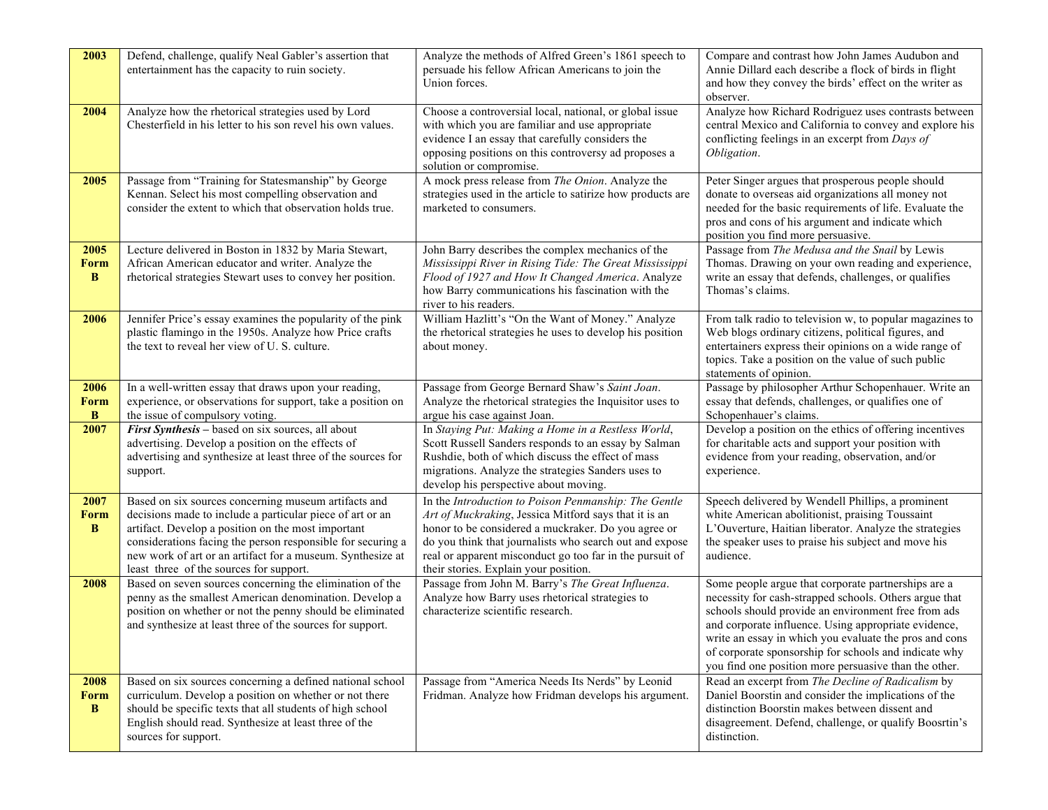| **2003** | Defend, challenge, qualify Neal Gabler's assertion that entertainment has the capacity to ruin society. | Analyze the methods of Alfred Green's 1861 speech to persuade his fellow African Americans to join the Union forces. | Compare and contrast how John James Audubon and Annie Dillard each describe a flock of birds in flight and how they convey the birds' effect on the writer as observer. |
|---|---|---|---|
| **2004** | Analyze how the rhetorical strategies used by Lord Chesterfield in his letter to his son revel his own values. | Choose a controversial local, national, or global issue with which you are familiar and use appropriate evidence I an essay that carefully considers the opposing positions on this controversy ad proposes a solution or compromise. | Analyze how Richard Rodriguez uses contrasts between central Mexico and California to convey and explore his conflicting feelings in an excerpt from *Days of Obligation*. |
| **2005** | Passage from "Training for Statesmanship" by George Kennan. Select his most compelling observation and consider the extent to which that observation holds true. | A mock press release from *The Onion*. Analyze the strategies used in the article to satirize how products are marketed to consumers. | Peter Singer argues that prosperous people should donate to overseas aid organizations all money not needed for the basic requirements of life. Evaluate the pros and cons of his argument and indicate which position you find more persuasive. |
| **2005 Form B** | Lecture delivered in Boston in 1832 by Maria Stewart, African American educator and writer. Analyze the rhetorical strategies Stewart uses to convey her position. | John Barry describes the complex mechanics of the *Mississippi River in Rising Tide: The Great Mississippi Flood of 1927 and How It Changed America*. Analyze how Barry communications his fascination with the river to his readers. | Passage from *The Medusa and the Snail* by Lewis Thomas. Drawing on your own reading and experience, write an essay that defends, challenges, or qualifies Thomas's claims. |
| **2006** | Jennifer Price's essay examines the popularity of the pink plastic flamingo in the 1950s. Analyze how Price crafts the text to reveal her view of U. S. culture. | William Hazlitt's "On the Want of Money." Analyze the rhetorical strategies he uses to develop his position about money. | From talk radio to television w, to popular magazines to Web blogs ordinary citizens, political figures, and entertainers express their opinions on a wide range of topics. Take a position on the value of such public statements of opinion. |
| **2006 Form B** | In a well-written essay that draws upon your reading, experience, or observations for support, take a position on the issue of compulsory voting. | Passage from George Bernard Shaw's *Saint Joan*. Analyze the rhetorical strategies the Inquisitor uses to argue his case against Joan. | Passage by philosopher Arthur Schopenhauer. Write an essay that defends, challenges, or qualifies one of Schopenhauer's claims. |
| **2007** | ***First Synthesis*** – based on six sources, all about advertising. Develop a position on the effects of advertising and synthesize at least three of the sources for support. | In *Staying Put: Making a Home in a Restless World*, Scott Russell Sanders responds to an essay by Salman Rushdie, both of which discuss the effect of mass migrations. Analyze the strategies Sanders uses to develop his perspective about moving. | Develop a position on the ethics of offering incentives for charitable acts and support your position with evidence from your reading, observation, and/or experience. |
| **2007 Form B** | Based on six sources concerning museum artifacts and decisions made to include a particular piece of art or an artifact. Develop a position on the most important considerations facing the person responsible for securing a new work of art or an artifact for a museum. Synthesize at least three of the sources for support. | In the *Introduction to Poison Penmanship: The Gentle Art of Muckraking*, Jessica Mitford says that it is an honor to be considered a muckraker. Do you agree or do you think that journalists who search out and expose real or apparent misconduct go too far in the pursuit of their stories. Explain your position. | Speech delivered by Wendell Phillips, a prominent white American abolitionist, praising Toussaint L'Ouverture, Haitian liberator. Analyze the strategies the speaker uses to praise his subject and move his audience. |
| **2008** | Based on seven sources concerning the elimination of the penny as the smallest American denomination. Develop a position on whether or not the penny should be eliminated and synthesize at least three of the sources for support. | Passage from John M. Barry's *The Great Influenza*. Analyze how Barry uses rhetorical strategies to characterize scientific research. | Some people argue that corporate partnerships are a necessity for cash-strapped schools. Others argue that schools should provide an environment free from ads and corporate influence. Using appropriate evidence, write an essay in which you evaluate the pros and cons of corporate sponsorship for schools and indicate why you find one position more persuasive than the other. |
| **2008 Form B** | Based on six sources concerning a defined national school curriculum. Develop a position on whether or not there should be specific texts that all students of high school English should read. Synthesize at least three of the sources for support. | Passage from "America Needs Its Nerds" by Leonid Fridman. Analyze how Fridman develops his argument. | Read an excerpt from *The Decline of Radicalism* by Daniel Boorstin and consider the implications of the distinction Boorstin makes between dissent and disagreement. Defend, challenge, or qualify Boosrtin's distinction. |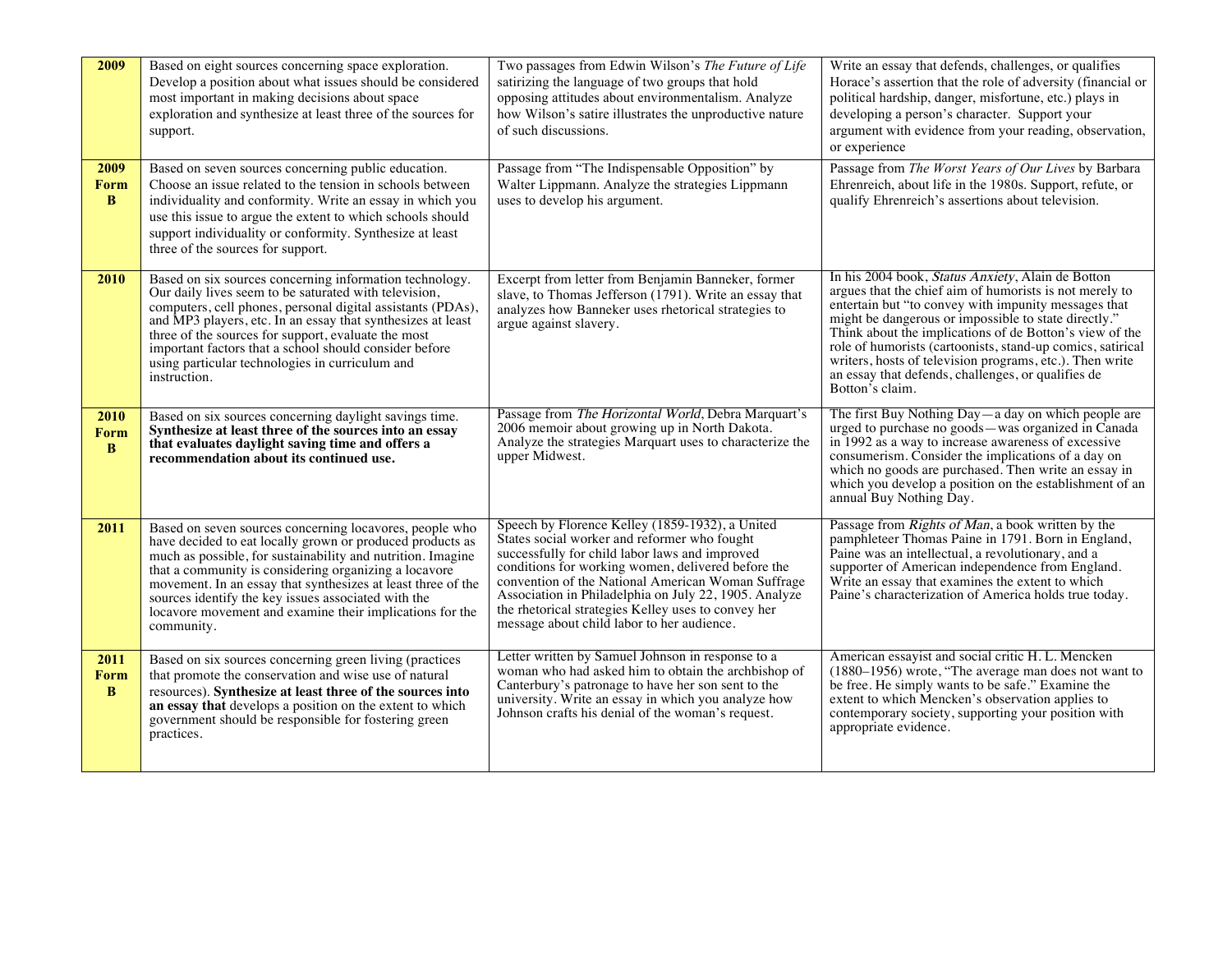| | | | |
|---|---|---|---|
| **2009** | Based on eight sources concerning space exploration. Develop a position about what issues should be considered most important in making decisions about space exploration and synthesize at least three of the sources for support. | Two passages from Edwin Wilson's *The Future of Life* satirizing the language of two groups that hold opposing attitudes about environmentalism. Analyze how Wilson's satire illustrates the unproductive nature of such discussions. | Write an essay that defends, challenges, or qualifies Horace's assertion that the role of adversity (financial or political hardship, danger, misfortune, etc.) plays in developing a person's character. Support your argument with evidence from your reading, observation, or experience |
| **2009 Form B** | Based on seven sources concerning public education. Choose an issue related to the tension in schools between individuality and conformity. Write an essay in which you use this issue to argue the extent to which schools should support individuality or conformity. Synthesize at least three of the sources for support. | Passage from "The Indispensable Opposition" by Walter Lippmann. Analyze the strategies Lippmann uses to develop his argument. | Passage from *The Worst Years of Our Lives* by Barbara Ehrenreich, about life in the 1980s. Support, refute, or qualify Ehrenreich's assertions about television. |
| **2010** | Based on six sources concerning information technology. Our daily lives seem to be saturated with television, computers, cell phones, personal digital assistants (PDAs), and MP3 players, etc. In an essay that synthesizes at least three of the sources for support, evaluate the most important factors that a school should consider before using particular technologies in curriculum and instruction. | Excerpt from letter from Benjamin Banneker, former slave, to Thomas Jefferson (1791). Write an essay that analyzes how Banneker uses rhetorical strategies to argue against slavery. | In his 2004 book, *Status Anxiety*, Alain de Botton argues that the chief aim of humorists is not merely to entertain but "to convey with impunity messages that might be dangerous or impossible to state directly." Think about the implications of de Botton's view of the role of humorists (cartoonists, stand-up comics, satirical writers, hosts of television programs, etc.). Then write an essay that defends, challenges, or qualifies de Botton's claim. |
| **2010 Form B** | Based on six sources concerning daylight savings time. **Synthesize at least three of the sources into an essay that evaluates daylight saving time and offers a recommendation about its continued use.** | Passage from *The Horizontal World*, Debra Marquart's 2006 memoir about growing up in North Dakota. Analyze the strategies Marquart uses to characterize the upper Midwest. | The first Buy Nothing Day—a day on which people are urged to purchase no goods—was organized in Canada in 1992 as a way to increase awareness of excessive consumerism. Consider the implications of a day on which no goods are purchased. Then write an essay in which you develop a position on the establishment of an annual Buy Nothing Day. |
| **2011** | Based on seven sources concerning locavores, people who have decided to eat locally grown or produced products as much as possible, for sustainability and nutrition. Imagine that a community is considering organizing a locavore movement. In an essay that synthesizes at least three of the sources identify the key issues associated with the locavore movement and examine their implications for the community. | Speech by Florence Kelley (1859-1932), a United States social worker and reformer who fought successfully for child labor laws and improved conditions for working women, delivered before the convention of the National American Woman Suffrage Association in Philadelphia on July 22, 1905. Analyze the rhetorical strategies Kelley uses to convey her message about child labor to her audience. | Passage from *Rights of Man*, a book written by the pamphleteer Thomas Paine in 1791. Born in England, Paine was an intellectual, a revolutionary, and a supporter of American independence from England. Write an essay that examines the extent to which Paine's characterization of America holds true today. |
| **2011 Form B** | Based on six sources concerning green living (practices that promote the conservation and wise use of natural resources). **Synthesize at least three of the sources into an essay that** develops a position on the extent to which government should be responsible for fostering green practices. | Letter written by Samuel Johnson in response to a woman who had asked him to obtain the archbishop of Canterbury's patronage to have her son sent to the university. Write an essay in which you analyze how Johnson crafts his denial of the woman's request. | American essayist and social critic H. L. Mencken (1880–1956) wrote, "The average man does not want to be free. He simply wants to be safe." Examine the extent to which Mencken's observation applies to contemporary society, supporting your position with appropriate evidence. |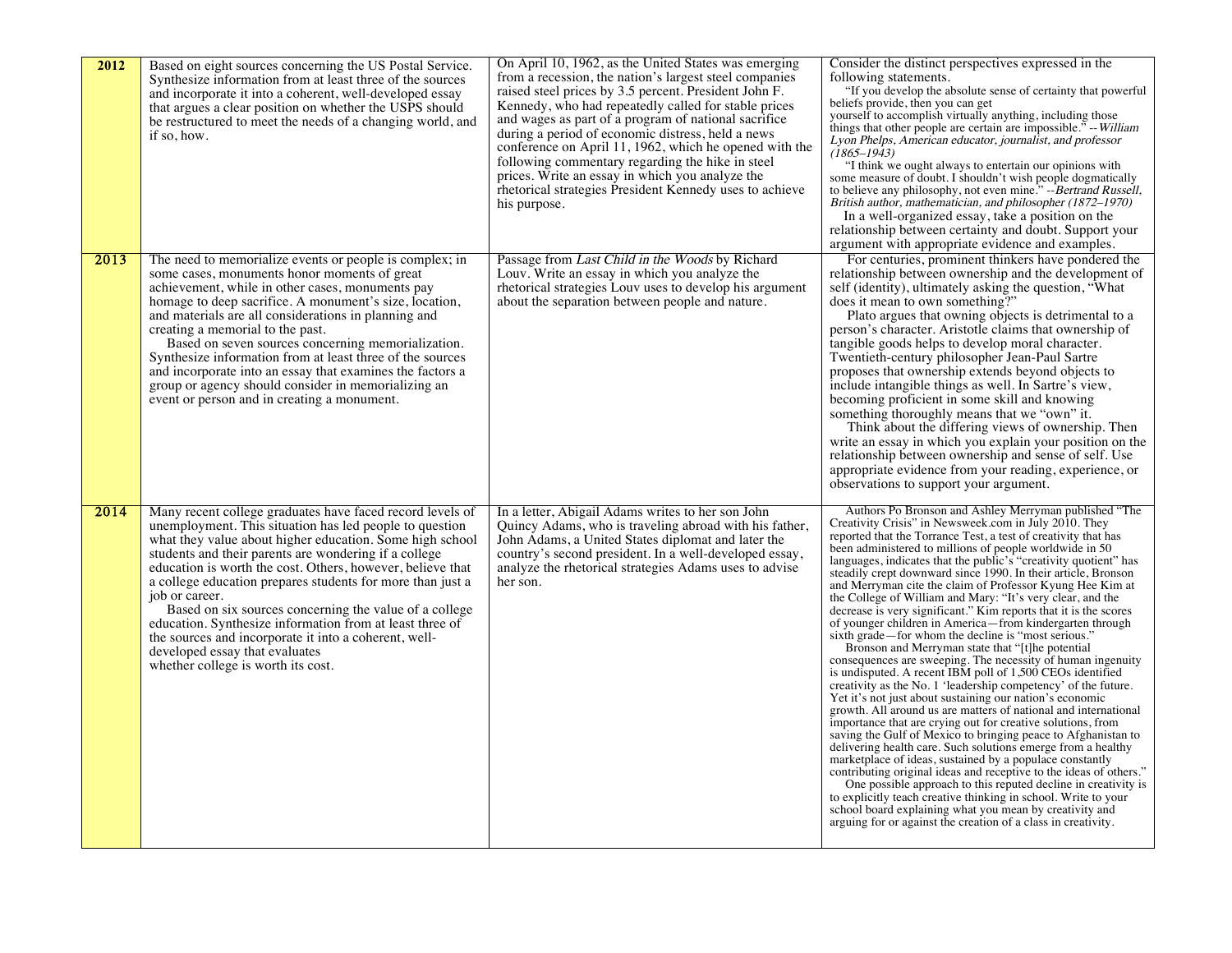| 2012 | Based on eight sources concerning the US Postal Service. Synthesize information from at least three of the sources and incorporate it into a coherent, well-developed essay that argues a clear position on whether the USPS should be restructured to meet the needs of a changing world, and if so, how. | On April 10, 1962, as the United States was emerging from a recession, the nation's largest steel companies raised steel prices by 3.5 percent. President John F. Kennedy, who had repeatedly called for stable prices and wages as part of a program of national sacrifice during a period of economic distress, held a news conference on April 11, 1962, which he opened with the following commentary regarding the hike in steel prices. Write an essay in which you analyze the rhetorical strategies President Kennedy uses to achieve his purpose. | Consider the distinct perspectives expressed in the following statements.<br>"If you develop the absolute sense of certainty that powerful beliefs provide, then you can get yourself to accomplish virtually anything, including those things that other people are certain are impossible." --*William Lyon Phelps, American educator, journalist, and professor (1865–1943)*<br>"I think we ought always to entertain our opinions with some measure of doubt. I shouldn't wish people dogmatically to believe any philosophy, not even mine." --*Bertrand Russell, British author, mathematician, and philosopher (1872–1970)*<br>In a well-organized essay, take a position on the relationship between certainty and doubt. Support your argument with appropriate evidence and examples. |
|---|---|---|---|
| 2013 | The need to memorialize events or people is complex; in some cases, monuments honor moments of great achievement, while in other cases, monuments pay homage to deep sacrifice. A monument's size, location, and materials are all considerations in planning and creating a memorial to the past.<br>Based on seven sources concerning memorialization. Synthesize information from at least three of the sources and incorporate into an essay that examines the factors a group or agency should consider in memorializing an event or person and in creating a monument. | Passage from *Last Child in the Woods* by Richard Louv. Write an essay in which you analyze the rhetorical strategies Louv uses to develop his argument about the separation between people and nature. | For centuries, prominent thinkers have pondered the relationship between ownership and the development of self (identity), ultimately asking the question, "What does it mean to own something?"<br>Plato argues that owning objects is detrimental to a person's character. Aristotle claims that ownership of tangible goods helps to develop moral character. Twentieth-century philosopher Jean-Paul Sartre proposes that ownership extends beyond objects to include intangible things as well. In Sartre's view, becoming proficient in some skill and knowing something thoroughly means that we "own" it.<br>Think about the differing views of ownership. Then write an essay in which you explain your position on the relationship between ownership and sense of self. Use appropriate evidence from your reading, experience, or observations to support your argument. |
| 2014 | Many recent college graduates have faced record levels of unemployment. This situation has led people to question what they value about higher education. Some high school students and their parents are wondering if a college education is worth the cost. Others, however, believe that a college education prepares students for more than just a job or career.<br>Based on six sources concerning the value of a college education. Synthesize information from at least three of the sources and incorporate it into a coherent, well-developed essay that evaluates whether college is worth its cost. | In a letter, Abigail Adams writes to her son John Quincy Adams, who is traveling abroad with his father, John Adams, a United States diplomat and later the country's second president. In a well-developed essay, analyze the rhetorical strategies Adams uses to advise her son. | Authors Po Bronson and Ashley Merryman published "The Creativity Crisis" in Newsweek.com in July 2010. They reported that the Torrance Test, a test of creativity that has been administered to millions of people worldwide in 50 languages, indicates that the public's "creativity quotient" has steadily crept downward since 1990. In their article, Bronson and Merryman cite the claim of Professor Kyung Hee Kim at the College of William and Mary: "It's very clear, and the decrease is very significant." Kim reports that it is the scores of younger children in America—from kindergarten through sixth grade—for whom the decline is "most serious."<br>Bronson and Merryman state that "[t]he potential consequences are sweeping. The necessity of human ingenuity is undisputed. A recent IBM poll of 1,500 CEOs identified creativity as the No. 1 'leadership competency' of the future. Yet it's not just about sustaining our nation's economic growth. All around us are matters of national and international importance that are crying out for creative solutions, from saving the Gulf of Mexico to bringing peace to Afghanistan to delivering health care. Such solutions emerge from a healthy marketplace of ideas, sustained by a populace constantly contributing original ideas and receptive to the ideas of others."<br>One possible approach to this reputed decline in creativity is to explicitly teach creative thinking in school. Write to your school board explaining what you mean by creativity and arguing for or against the creation of a class in creativity. |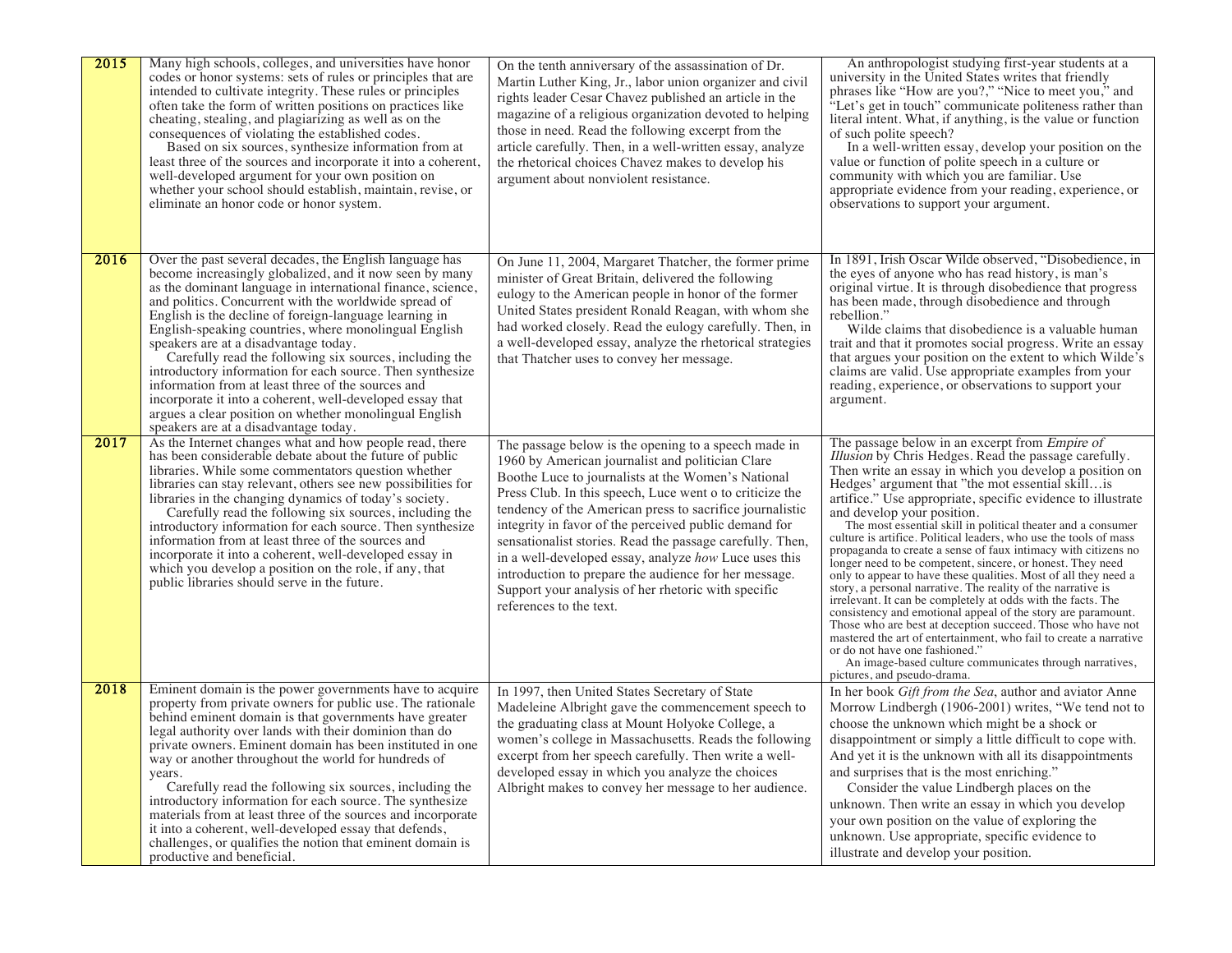| | | | |
|---|---|---|---|
| **2015** | Many high schools, colleges, and universities have honor codes or honor systems: sets of rules or principles that are intended to cultivate integrity. These rules or principles often take the form of written positions on practices like cheating, stealing, and plagiarizing as well as on the consequences of violating the established codes.<br>Based on six sources, synthesize information from at least three of the sources and incorporate it into a coherent, well-developed argument for your own position on whether your school should establish, maintain, revise, or eliminate an honor code or honor system. | On the tenth anniversary of the assassination of Dr. Martin Luther King, Jr., labor union organizer and civil rights leader Cesar Chavez published an article in the magazine of a religious organization devoted to helping those in need. Read the following excerpt from the article carefully. Then, in a well-written essay, analyze the rhetorical choices Chavez makes to develop his argument about nonviolent resistance. | An anthropologist studying first-year students at a university in the United States writes that friendly phrases like "How are you?," "Nice to meet you," and "Let's get in touch" communicate politeness rather than literal intent. What, if anything, is the value or function of such polite speech?<br>In a well-written essay, develop your position on the value or function of polite speech in a culture or community with which you are familiar. Use appropriate evidence from your reading, experience, or observations to support your argument. |
| **2016** | Over the past several decades, the English language has become increasingly globalized, and it now seen by many as the dominant language in international finance, science, and politics. Concurrent with the worldwide spread of English is the decline of foreign-language learning in English-speaking countries, where monolingual English speakers are at a disadvantage today.<br>Carefully read the following six sources, including the introductory information for each source. Then synthesize information from at least three of the sources and incorporate it into a coherent, well-developed essay that argues a clear position on whether monolingual English speakers are at a disadvantage today. | On June 11, 2004, Margaret Thatcher, the former prime minister of Great Britain, delivered the following eulogy to the American people in honor of the former United States president Ronald Reagan, with whom she had worked closely. Read the eulogy carefully. Then, in a well-developed essay, analyze the rhetorical strategies that Thatcher uses to convey her message. | In 1891, Irish Oscar Wilde observed, "Disobedience, in the eyes of anyone who has read history, is man's original virtue. It is through disobedience that progress has been made, through disobedience and through rebellion."<br>Wilde claims that disobedience is a valuable human trait and that it promotes social progress. Write an essay that argues your position on the extent to which Wilde's claims are valid. Use appropriate examples from your reading, experience, or observations to support your argument. |
| **2017** | As the Internet changes what and how people read, there has been considerable debate about the future of public libraries. While some commentators question whether libraries can stay relevant, others see new possibilities for libraries in the changing dynamics of today's society.<br>Carefully read the following six sources, including the introductory information for each source. Then synthesize information from at least three of the sources and incorporate it into a coherent, well-developed essay in which you develop a position on the role, if any, that public libraries should serve in the future. | The passage below is the opening to a speech made in 1960 by American journalist and politician Clare Boothe Luce to journalists at the Women's National Press Club. In this speech, Luce went o to criticize the tendency of the American press to sacrifice journalistic integrity in favor of the perceived public demand for sensationalist stories. Read the passage carefully. Then, in a well-developed essay, analyze *how* Luce uses this introduction to prepare the audience for her message. Support your analysis of her rhetoric with specific references to the text. | The passage below in an excerpt from *Empire of Illusion* by Chris Hedges. Read the passage carefully. Then write an essay in which you develop a position on Hedges' argument that "the mot essential skill…is artifice." Use appropriate, specific evidence to illustrate and develop your position.<br>The most essential skill in political theater and a consumer culture is artifice. Political leaders, who use the tools of mass propaganda to create a sense of faux intimacy with citizens no longer need to be competent, sincere, or honest. They need only to appear to have these qualities. Most of all they need a story, a personal narrative. The reality of the narrative is irrelevant. It can be completely at odds with the facts. The consistency and emotional appeal of the story are paramount. Those who are best at deception succeed. Those who have not mastered the art of entertainment, who fail to create a narrative or do not have one fashioned."<br>An image-based culture communicates through narratives, pictures, and pseudo-drama. |
| **2018** | Eminent domain is the power governments have to acquire property from private owners for public use. The rationale behind eminent domain is that governments have greater legal authority over lands with their dominion than do private owners. Eminent domain has been instituted in one way or another throughout the world for hundreds of years.<br>Carefully read the following six sources, including the introductory information for each source. The synthesize materials from at least three of the sources and incorporate it into a coherent, well-developed essay that defends, challenges, or qualifies the notion that eminent domain is productive and beneficial. | In 1997, then United States Secretary of State Madeleine Albright gave the commencement speech to the graduating class at Mount Holyoke College, a women's college in Massachusetts. Reads the following excerpt from her speech carefully. Then write a well-developed essay in which you analyze the choices Albright makes to convey her message to her audience. | In her book *Gift from the Sea*, author and aviator Anne Morrow Lindbergh (1906-2001) writes, "We tend not to choose the unknown which might be a shock or disappointment or simply a little difficult to cope with. And yet it is the unknown with all its disappointments and surprises that is the most enriching."<br>Consider the value Lindbergh places on the unknown. Then write an essay in which you develop your own position on the value of exploring the unknown. Use appropriate, specific evidence to illustrate and develop your position. |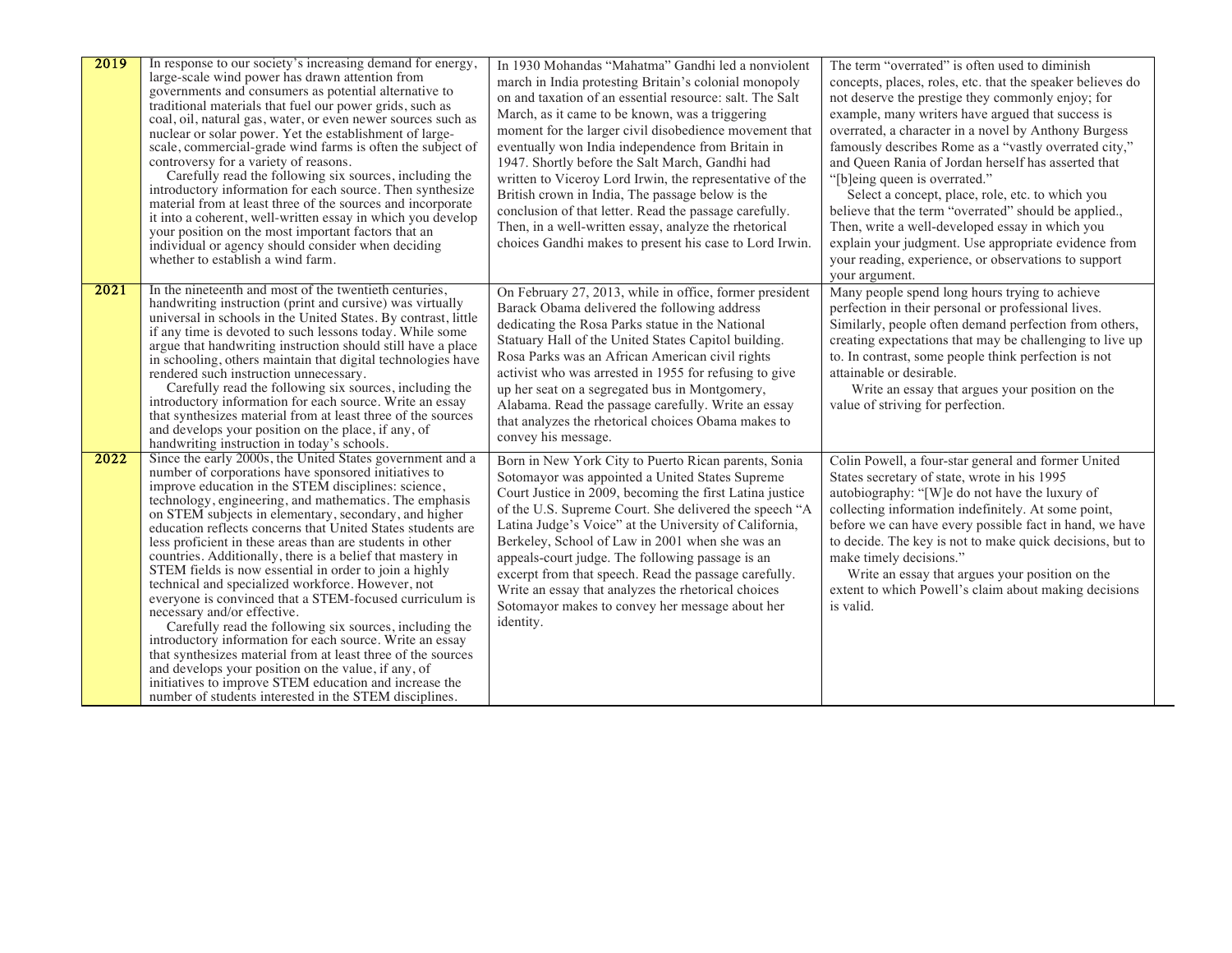| | | | |
|---|---|---|---|
| **2019** | In response to our society's increasing demand for energy, large-scale wind power has drawn attention from governments and consumers as potential alternative to traditional materials that fuel our power grids, such as coal, oil, natural gas, water, or even newer sources such as nuclear or solar power. Yet the establishment of large-scale, commercial-grade wind farms is often the subject of controversy for a variety of reasons.<br>Carefully read the following six sources, including the introductory information for each source. Then synthesize material from at least three of the sources and incorporate it into a coherent, well-written essay in which you develop your position on the most important factors that an individual or agency should consider when deciding whether to establish a wind farm. | In 1930 Mohandas "Mahatma" Gandhi led a nonviolent march in India protesting Britain's colonial monopoly on and taxation of an essential resource: salt. The Salt March, as it came to be known, was a triggering moment for the larger civil disobedience movement that eventually won India independence from Britain in 1947. Shortly before the Salt March, Gandhi had written to Viceroy Lord Irwin, the representative of the British crown in India, The passage below is the conclusion of that letter. Read the passage carefully. Then, in a well-written essay, analyze the rhetorical choices Gandhi makes to present his case to Lord Irwin. | The term "overrated" is often used to diminish concepts, places, roles, etc. that the speaker believes do not deserve the prestige they commonly enjoy; for example, many writers have argued that success is overrated, a character in a novel by Anthony Burgess famously describes Rome as a "vastly overrated city," and Queen Rania of Jordan herself has asserted that "[b]eing queen is overrated."<br>Select a concept, place, role, etc. to which you believe that the term "overrated" should be applied., Then, write a well-developed essay in which you explain your judgment. Use appropriate evidence from your reading, experience, or observations to support your argument. |
| **2021** | In the nineteenth and most of the twentieth centuries, handwriting instruction (print and cursive) was virtually universal in schools in the United States. By contrast, little if any time is devoted to such lessons today. While some argue that handwriting instruction should still have a place in schooling, others maintain that digital technologies have rendered such instruction unnecessary.<br>Carefully read the following six sources, including the introductory information for each source. Write an essay that synthesizes material from at least three of the sources and develops your position on the place, if any, of handwriting instruction in today's schools. | On February 27, 2013, while in office, former president Barack Obama delivered the following address dedicating the Rosa Parks statue in the National Statuary Hall of the United States Capitol building. Rosa Parks was an African American civil rights activist who was arrested in 1955 for refusing to give up her seat on a segregated bus in Montgomery, Alabama. Read the passage carefully. Write an essay that analyzes the rhetorical choices Obama makes to convey his message. | Many people spend long hours trying to achieve perfection in their personal or professional lives. Similarly, people often demand perfection from others, creating expectations that may be challenging to live up to. In contrast, some people think perfection is not attainable or desirable.<br>Write an essay that argues your position on the value of striving for perfection. |
| **2022** | Since the early 2000s, the United States government and a number of corporations have sponsored initiatives to improve education in the STEM disciplines: science, technology, engineering, and mathematics. The emphasis on STEM subjects in elementary, secondary, and higher education reflects concerns that United States students are less proficient in these areas than are students in other countries. Additionally, there is a belief that mastery in STEM fields is now essential in order to join a highly technical and specialized workforce. However, not everyone is convinced that a STEM-focused curriculum is necessary and/or effective.<br>Carefully read the following six sources, including the introductory information for each source. Write an essay that synthesizes material from at least three of the sources and develops your position on the value, if any, of initiatives to improve STEM education and increase the number of students interested in the STEM disciplines. | Born in New York City to Puerto Rican parents, Sonia Sotomayor was appointed a United States Supreme Court Justice in 2009, becoming the first Latina justice of the U.S. Supreme Court. She delivered the speech "A Latina Judge's Voice" at the University of California, Berkeley, School of Law in 2001 when she was an appeals-court judge. The following passage is an excerpt from that speech. Read the passage carefully. Write an essay that analyzes the rhetorical choices Sotomayor makes to convey her message about her identity. | Colin Powell, a four-star general and former United States secretary of state, wrote in his 1995 autobiography: "[W]e do not have the luxury of collecting information indefinitely. At some point, before we can have every possible fact in hand, we have to decide. The key is not to make quick decisions, but to make timely decisions."<br>Write an essay that argues your position on the extent to which Powell's claim about making decisions is valid. |